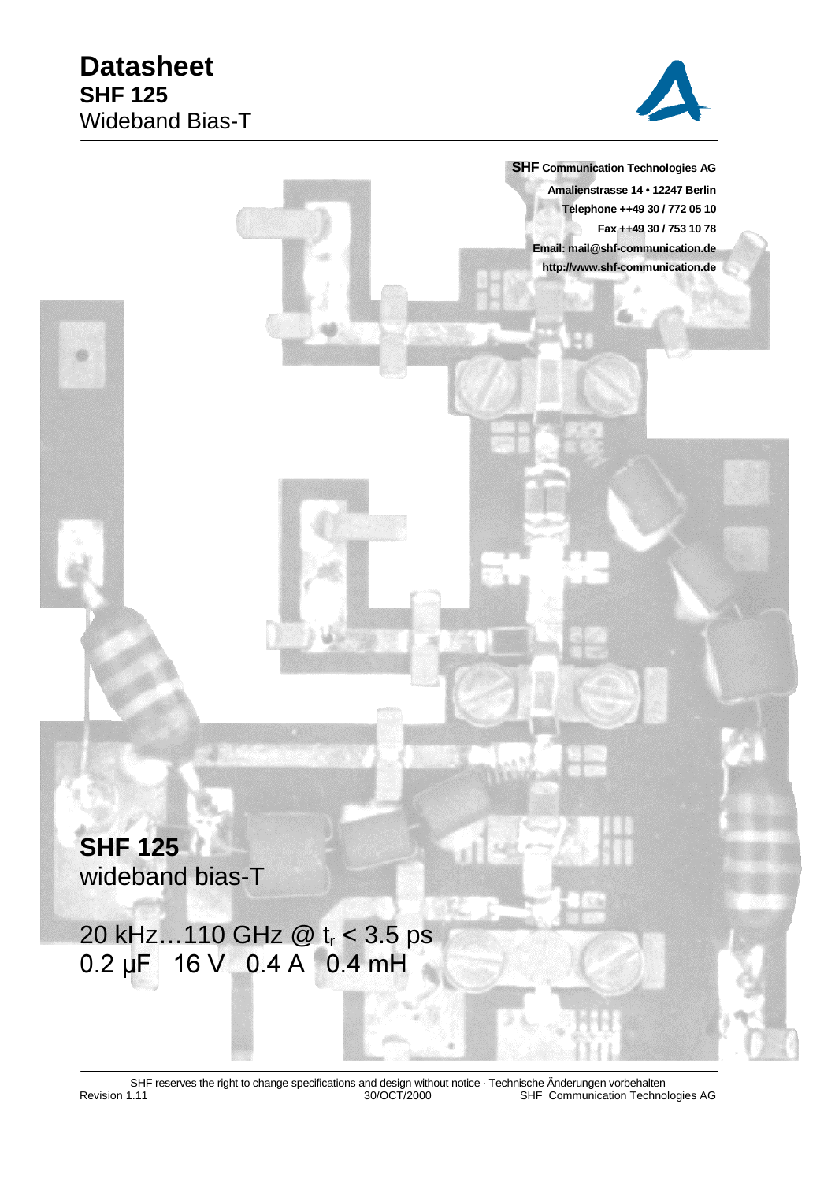# Datasheet

## SHF 125

Wideband Bias-T

**SHF Communication Technologies AG**
**Amalienstrasse 14 • 12247 Berlin**
**Telephone ++49 30 / 772 05 10**
**Fax ++49 30 / 753 10 78**
**Email: mail@shf-communication.de**
**http://www.shf-communication.de**

**SHF 125**
wideband bias-T

20 kHz…110 GHz @ $t_r$ < 3.5 ps
0.2 µF 16 V 0.4 A 0.4 mH

SHF reserves the right to change specifications and design without notice · Technische Änderungen vorbehalten
Revision 1.11 30/OCT/2000 SHF Communication Technologies AG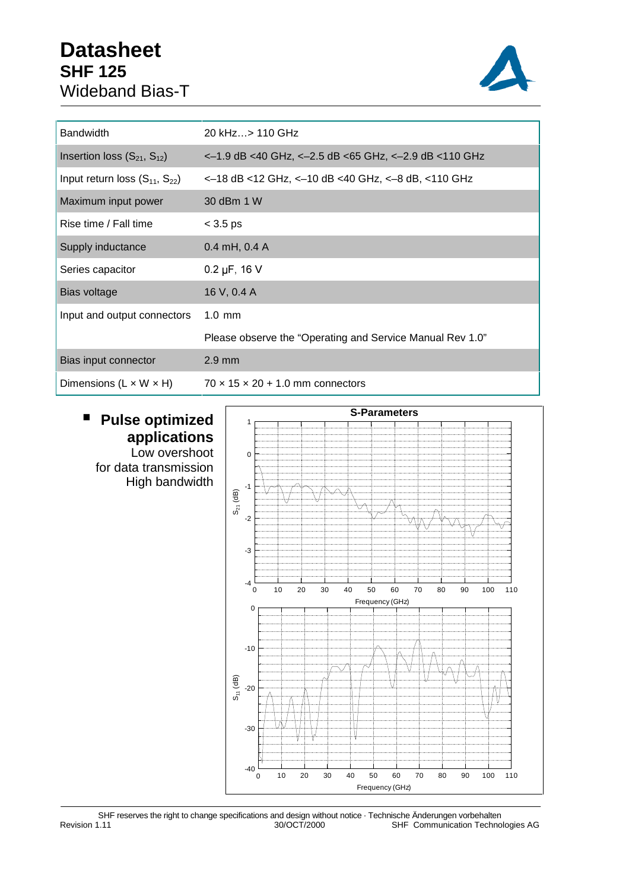# Datasheet
## SHF 125
### Wideband Bias-T

| | |
|---|---|
| Bandwidth | 20 kHz…> 110 GHz |
| Insertion loss ($S_{21}$, $S_{12}$) | <–1.9 dB <40 GHz, <–2.5 dB <65 GHz, <–2.9 dB <110 GHz |
| Input return loss ($S_{11}$, $S_{22}$) | <–18 dB <12 GHz, <–10 dB <40 GHz, <–8 dB, <110 GHz |
| Maximum input power | 30 dBm 1 W |
| Rise time / Fall time | < 3.5 ps |
| Supply inductance | 0.4 mH, 0.4 A |
| Series capacitor | 0.2 µF, 16 V |
| Bias voltage | 16 V, 0.4 A |
| Input and output connectors | 1.0 mm<br>Please observe the "Operating and Service Manual Rev 1.0" |
| Bias input connector | 2.9 mm |
| Dimensions (L × W × H) | 70 × 15 × 20 + 1.0 mm connectors |

- **Pulse optimized applications**
  Low overshoot
  for data transmission
  High bandwidth

**S-Parameters**

($S_{21}$ (dB) vs. Frequency (GHz), 0–110 GHz; $S_{11}$ (dB) vs. Frequency (GHz), 0–110 GHz)

SHF reserves the right to change specifications and design without notice · Technische Änderungen vorbehalten

Revision 1.11 | 30/OCT/2000 | SHF Communication Technologies AG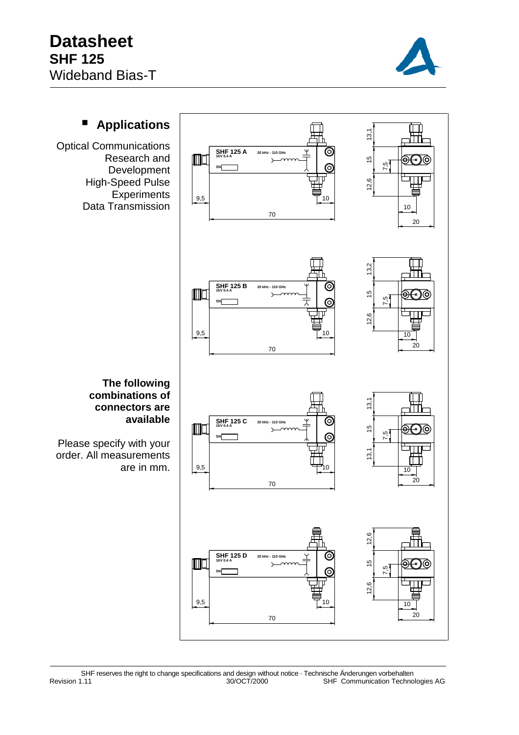# Datasheet
## SHF 125
Wideband Bias-T

## Applications

Optical Communications
Research and Development
High-Speed Pulse Experiments
Data Transmission

SHF 125 A
20 kHz - 110 GHz
16V 0.4 A
SN
13,1
15
7,5
12,6
9,5
10
70
10
20

SHF 125 B
20 kHz - 110 GHz
16V 0.4 A
SN
13,2
15
7,5
12,6
9,5
10
70
10
20

**The following combinations of connectors are available**

Please specify with your order. All measurements are in mm.

SHF 125 C
20 kHz - 110 GHz
16V 0.4 A
SN
13,1
15
7,5
13,1
9,5
10
70
10
20

SHF 125 D
20 kHz - 110 GHz
16V 0.4 A
SN
12,6
15
7,5
12,6
9,5
10
70
10
20

SHF reserves the right to change specifications and design without notice · Technische Änderungen vorbehalten
Revision 1.11 30/OCT/2000 SHF Communication Technologies AG